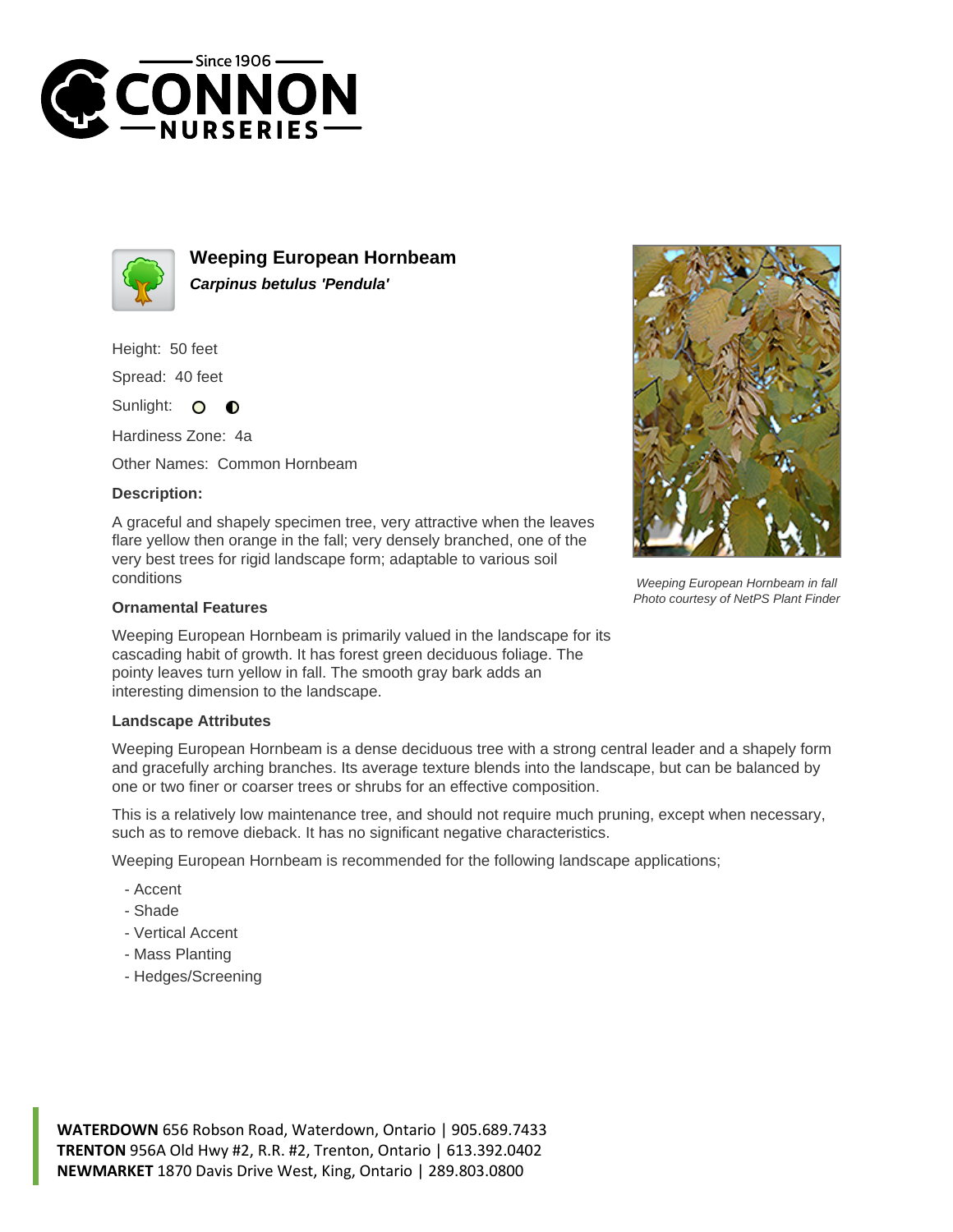# Weeping European Hornbeam

***Carpinus betulus 'Pendula'***

Height: 50 feet

Spread: 40 feet

Sunlight:

Hardiness Zone: 4a

Other Names: Common Hornbeam

### Description:

A graceful and shapely specimen tree, very attractive when the leaves flare yellow then orange in the fall; very densely branched, one of the very best trees for rigid landscape form; adaptable to various soil conditions

*Weeping European Hornbeam in fall*
*Photo courtesy of NetPS Plant Finder*

### Ornamental Features

Weeping European Hornbeam is primarily valued in the landscape for its cascading habit of growth. It has forest green deciduous foliage. The pointy leaves turn yellow in fall. The smooth gray bark adds an interesting dimension to the landscape.

### Landscape Attributes

Weeping European Hornbeam is a dense deciduous tree with a strong central leader and a shapely form and gracefully arching branches. Its average texture blends into the landscape, but can be balanced by one or two finer or coarser trees or shrubs for an effective composition.

This is a relatively low maintenance tree, and should not require much pruning, except when necessary, such as to remove dieback. It has no significant negative characteristics.

Weeping European Hornbeam is recommended for the following landscape applications;

- Accent
- Shade
- Vertical Accent
- Mass Planting
- Hedges/Screening

**WATERDOWN** 656 Robson Road, Waterdown, Ontario | 905.689.7433
**TRENTON** 956A Old Hwy #2, R.R. #2, Trenton, Ontario | 613.392.0402
**NEWMARKET** 1870 Davis Drive West, King, Ontario | 289.803.0800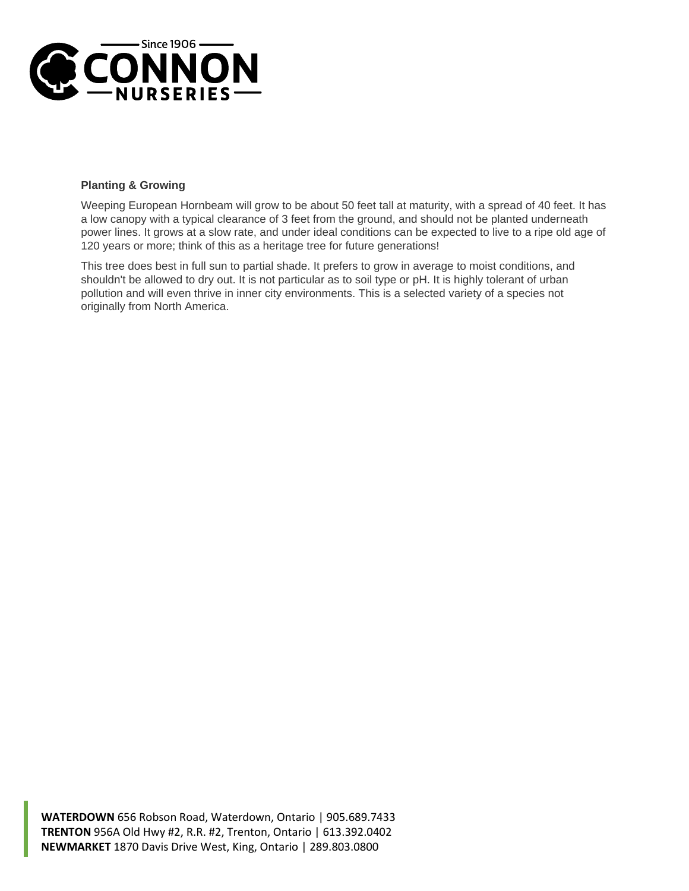### Planting & Growing

Weeping European Hornbeam will grow to be about 50 feet tall at maturity, with a spread of 40 feet. It has a low canopy with a typical clearance of 3 feet from the ground, and should not be planted underneath power lines. It grows at a slow rate, and under ideal conditions can be expected to live to a ripe old age of 120 years or more; think of this as a heritage tree for future generations!

This tree does best in full sun to partial shade. It prefers to grow in average to moist conditions, and shouldn't be allowed to dry out. It is not particular as to soil type or pH. It is highly tolerant of urban pollution and will even thrive in inner city environments. This is a selected variety of a species not originally from North America.